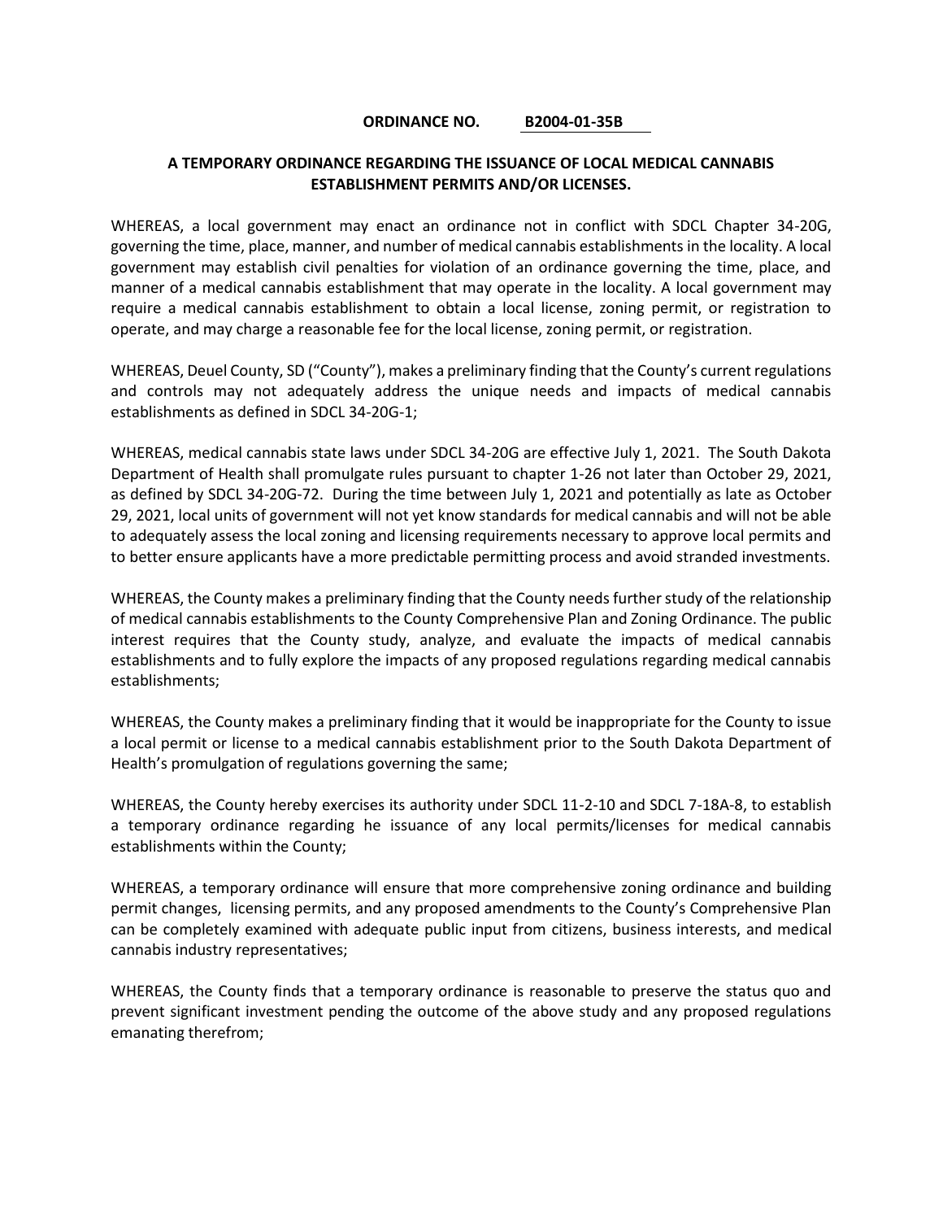**ORDINANCE NO. B2004-01-35B**

**A TEMPORARY ORDINANCE REGARDING THE ISSUANCE OF LOCAL MEDICAL CANNABIS ESTABLISHMENT PERMITS AND/OR LICENSES.**

WHEREAS, a local government may enact an ordinance not in conflict with SDCL Chapter 34-20G, governing the time, place, manner, and number of medical cannabis establishments in the locality. A local government may establish civil penalties for violation of an ordinance governing the time, place, and manner of a medical cannabis establishment that may operate in the locality. A local government may require a medical cannabis establishment to obtain a local license, zoning permit, or registration to operate, and may charge a reasonable fee for the local license, zoning permit, or registration.

WHEREAS, Deuel County, SD ("County"), makes a preliminary finding that the County's current regulations and controls may not adequately address the unique needs and impacts of medical cannabis establishments as defined in SDCL 34-20G-1;

WHEREAS, medical cannabis state laws under SDCL 34-20G are effective July 1, 2021. The South Dakota Department of Health shall promulgate rules pursuant to chapter 1-26 not later than October 29, 2021, as defined by SDCL 34-20G-72. During the time between July 1, 2021 and potentially as late as October 29, 2021, local units of government will not yet know standards for medical cannabis and will not be able to adequately assess the local zoning and licensing requirements necessary to approve local permits and to better ensure applicants have a more predictable permitting process and avoid stranded investments.

WHEREAS, the County makes a preliminary finding that the County needs further study of the relationship of medical cannabis establishments to the County Comprehensive Plan and Zoning Ordinance. The public interest requires that the County study, analyze, and evaluate the impacts of medical cannabis establishments and to fully explore the impacts of any proposed regulations regarding medical cannabis establishments;

WHEREAS, the County makes a preliminary finding that it would be inappropriate for the County to issue a local permit or license to a medical cannabis establishment prior to the South Dakota Department of Health's promulgation of regulations governing the same;

WHEREAS, the County hereby exercises its authority under SDCL 11-2-10 and SDCL 7-18A-8, to establish a temporary ordinance regarding he issuance of any local permits/licenses for medical cannabis establishments within the County;

WHEREAS, a temporary ordinance will ensure that more comprehensive zoning ordinance and building permit changes, licensing permits, and any proposed amendments to the County's Comprehensive Plan can be completely examined with adequate public input from citizens, business interests, and medical cannabis industry representatives;

WHEREAS, the County finds that a temporary ordinance is reasonable to preserve the status quo and prevent significant investment pending the outcome of the above study and any proposed regulations emanating therefrom;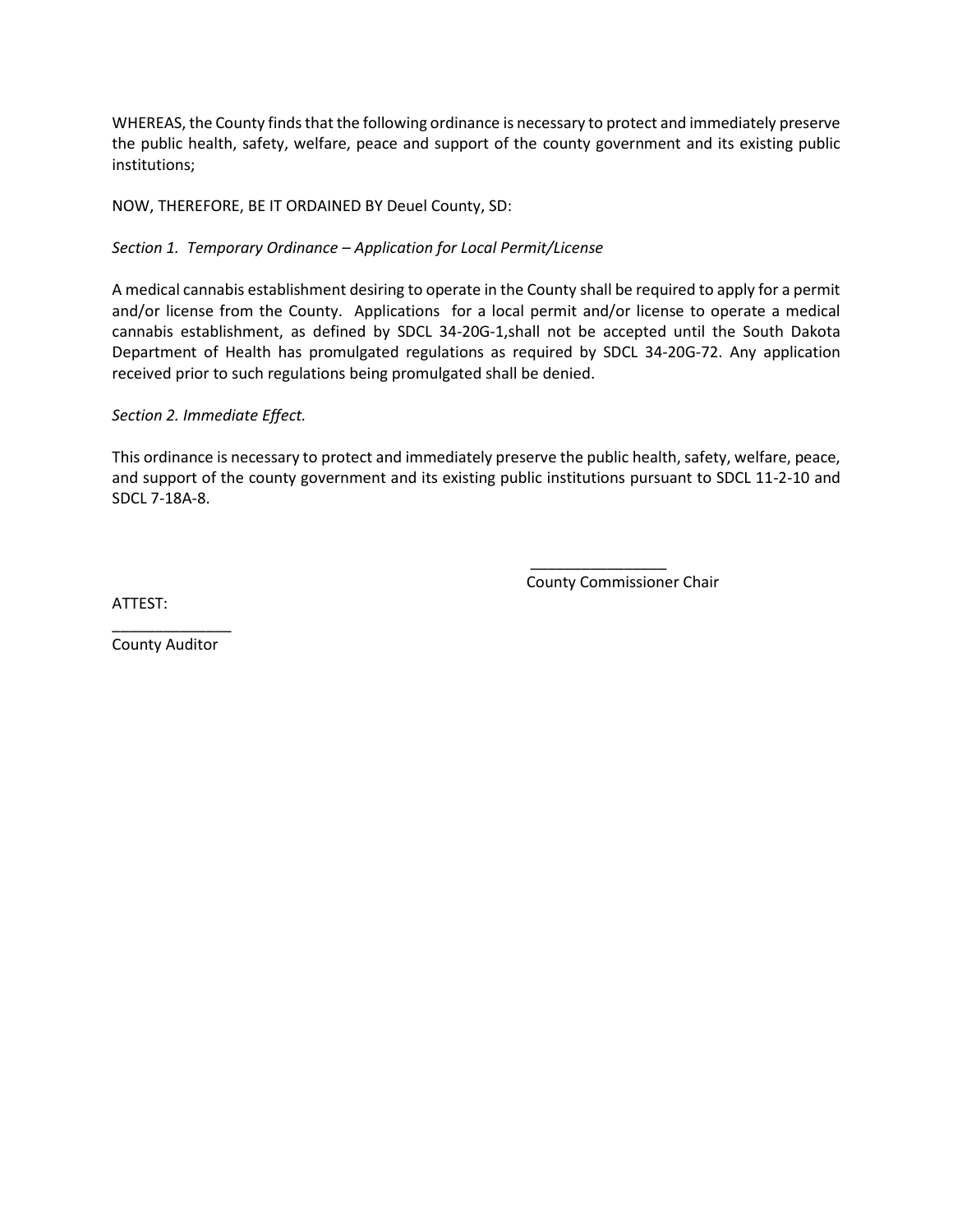WHEREAS, the County finds that the following ordinance is necessary to protect and immediately preserve the public health, safety, welfare, peace and support of the county government and its existing public institutions;

NOW, THEREFORE, BE IT ORDAINED BY Deuel County, SD:

*Section 1. Temporary Ordinance – Application for Local Permit/License*

A medical cannabis establishment desiring to operate in the County shall be required to apply for a permit and/or license from the County. Applications for a local permit and/or license to operate a medical cannabis establishment, as defined by SDCL 34-20G-1,shall not be accepted until the South Dakota Department of Health has promulgated regulations as required by SDCL 34-20G-72. Any application received prior to such regulations being promulgated shall be denied.

*Section 2. Immediate Effect.*

This ordinance is necessary to protect and immediately preserve the public health, safety, welfare, peace, and support of the county government and its existing public institutions pursuant to SDCL 11-2-10 and SDCL 7-18A-8.

________________
County Commissioner Chair

ATTEST:

______________
County Auditor